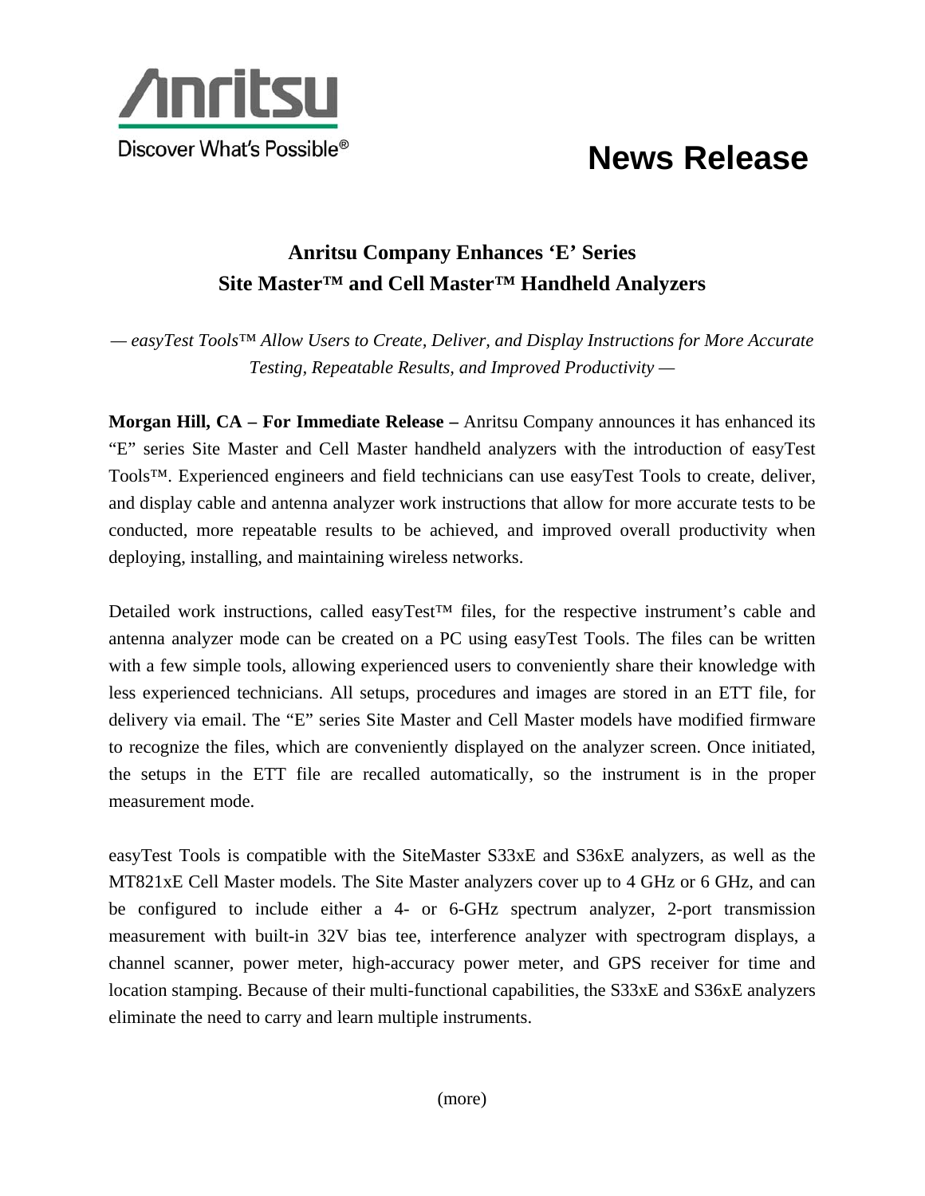Anritsu

Discover What's Possible®

# News Release

## Anritsu Company Enhances 'E' Series Site Master™ and Cell Master™ Handheld Analyzers

*— easyTest Tools™ Allow Users to Create, Deliver, and Display Instructions for More Accurate Testing, Repeatable Results, and Improved Productivity —*

**Morgan Hill, CA – For Immediate Release –** Anritsu Company announces it has enhanced its "E" series Site Master and Cell Master handheld analyzers with the introduction of easyTest Tools™. Experienced engineers and field technicians can use easyTest Tools to create, deliver, and display cable and antenna analyzer work instructions that allow for more accurate tests to be conducted, more repeatable results to be achieved, and improved overall productivity when deploying, installing, and maintaining wireless networks.

Detailed work instructions, called easyTest™ files, for the respective instrument's cable and antenna analyzer mode can be created on a PC using easyTest Tools. The files can be written with a few simple tools, allowing experienced users to conveniently share their knowledge with less experienced technicians. All setups, procedures and images are stored in an ETT file, for delivery via email. The "E" series Site Master and Cell Master models have modified firmware to recognize the files, which are conveniently displayed on the analyzer screen. Once initiated, the setups in the ETT file are recalled automatically, so the instrument is in the proper measurement mode.

easyTest Tools is compatible with the SiteMaster S33xE and S36xE analyzers, as well as the MT821xE Cell Master models. The Site Master analyzers cover up to 4 GHz or 6 GHz, and can be configured to include either a 4- or 6-GHz spectrum analyzer, 2-port transmission measurement with built-in 32V bias tee, interference analyzer with spectrogram displays, a channel scanner, power meter, high-accuracy power meter, and GPS receiver for time and location stamping. Because of their multi-functional capabilities, the S33xE and S36xE analyzers eliminate the need to carry and learn multiple instruments.

(more)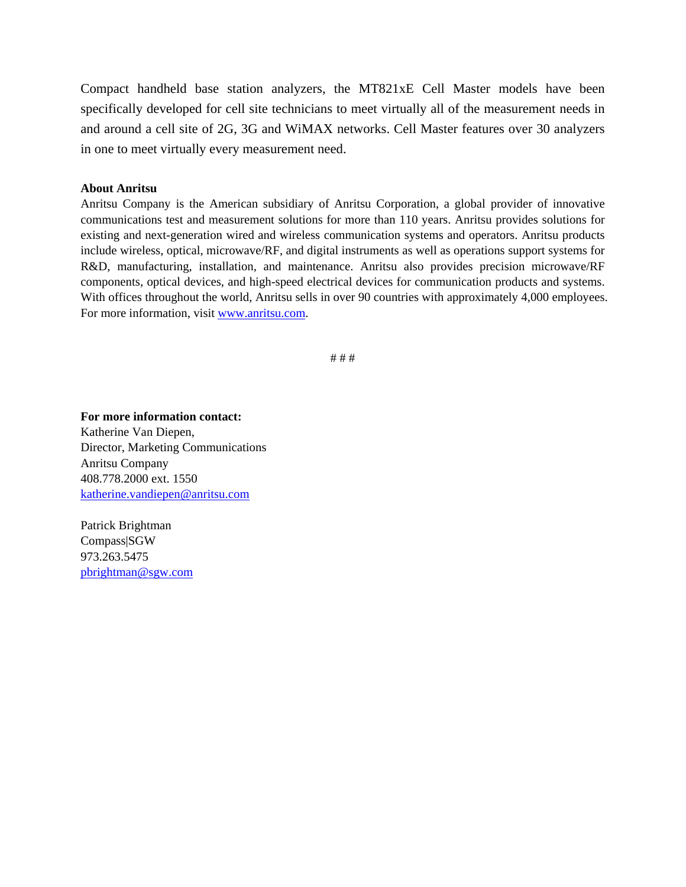Compact handheld base station analyzers, the MT821xE Cell Master models have been specifically developed for cell site technicians to meet virtually all of the measurement needs in and around a cell site of 2G, 3G and WiMAX networks. Cell Master features over 30 analyzers in one to meet virtually every measurement need.

**About Anritsu**

Anritsu Company is the American subsidiary of Anritsu Corporation, a global provider of innovative communications test and measurement solutions for more than 110 years. Anritsu provides solutions for existing and next-generation wired and wireless communication systems and operators. Anritsu products include wireless, optical, microwave/RF, and digital instruments as well as operations support systems for R&D, manufacturing, installation, and maintenance. Anritsu also provides precision microwave/RF components, optical devices, and high-speed electrical devices for communication products and systems. With offices throughout the world, Anritsu sells in over 90 countries with approximately 4,000 employees. For more information, visit www.anritsu.com.

# # #

**For more information contact:**

Katherine Van Diepen,
Director, Marketing Communications
Anritsu Company
408.778.2000 ext. 1550
katherine.vandiepen@anritsu.com

Patrick Brightman
Compass|SGW
973.263.5475
pbrightman@sgw.com